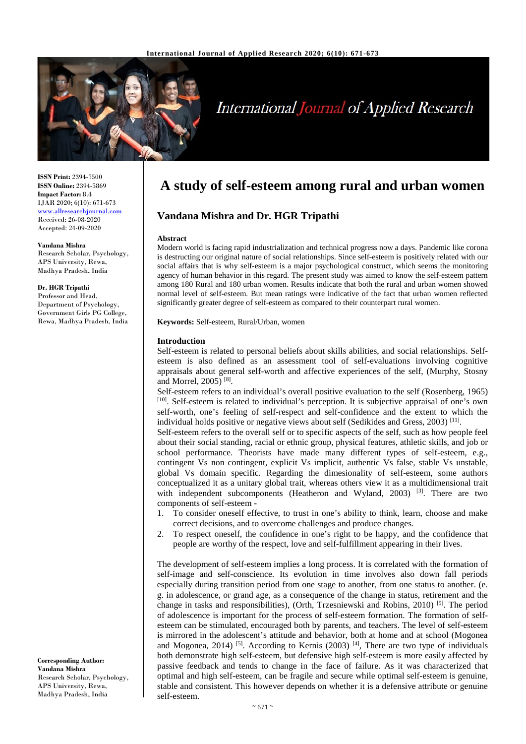**ISSN Print:** 2394-7500
**ISSN Online:** 2394-5869
**Impact Factor:** 8.4
IJAR 2020; 6(10): 671-673
www.allresearchjournal.com
Received: 26-08-2020
Accepted: 24-09-2020

**Vandana Mishra**
Research Scholar, Psychology, APS University, Rewa, Madhya Pradesh, India

**Dr. HGR Tripathi**
Professor and Head, Department of Psychology, Government Girls PG College, Rewa, Madhya Pradesh, India

**Corresponding Author:**
**Vandana Mishra**
Research Scholar, Psychology, APS University, Rewa, Madhya Pradesh, India

# A study of self-esteem among rural and urban women

## Vandana Mishra and Dr. HGR Tripathi

### Abstract

Modern world is facing rapid industrialization and technical progress now a days. Pandemic like corona is destructing our original nature of social relationships. Since self-esteem is positively related with our social affairs that is why self-esteem is a major psychological construct, which seems the monitoring agency of human behavior in this regard. The present study was aimed to know the self-esteem pattern among 180 Rural and 180 urban women. Results indicate that both the rural and urban women showed normal level of self-esteem. But mean ratings were indicative of the fact that urban women reflected significantly greater degree of self-esteem as compared to their counterpart rural women.

**Keywords:** Self-esteem, Rural/Urban, women

### Introduction

Self-esteem is related to personal beliefs about skills abilities, and social relationships. Self-esteem is also defined as an assessment tool of self-evaluations involving cognitive appraisals about general self-worth and affective experiences of the self, (Murphy, Stosny and Morrel, 2005) [8].

Self-esteem refers to an individual's overall positive evaluation to the self (Rosenberg, 1965) [10]. Self-esteem is related to individual's perception. It is subjective appraisal of one's own self-worth, one's feeling of self-respect and self-confidence and the extent to which the individual holds positive or negative views about self (Sedikides and Gress, 2003) [11].

Self-esteem refers to the overall self or to specific aspects of the self, such as how people feel about their social standing, racial or ethnic group, physical features, athletic skills, and job or school performance. Theorists have made many different types of self-esteem, e.g., contingent Vs non contingent, explicit Vs implicit, authentic Vs false, stable Vs unstable, global Vs domain specific. Regarding the dimesionality of self-esteem, some authors conceptualized it as a unitary global trait, whereas others view it as a multidimensional trait with independent subcomponents (Heatheron and Wyland, 2003) [3]. There are two components of self-esteem -

1. To consider oneself effective, to trust in one's ability to think, learn, choose and make correct decisions, and to overcome challenges and produce changes.
2. To respect oneself, the confidence in one's right to be happy, and the confidence that people are worthy of the respect, love and self-fulfillment appearing in their lives.

The development of self-esteem implies a long process. It is correlated with the formation of self-image and self-conscience. Its evolution in time involves also down fall periods especially during transition period from one stage to another, from one status to another. (e. g. in adolescence, or grand age, as a consequence of the change in status, retirement and the change in tasks and responsibilities), (Orth, Trzesniewski and Robins, 2010) [9]. The period of adolescence is important for the process of self-esteem formation. The formation of self-esteem can be stimulated, encouraged both by parents, and teachers. The level of self-esteem is mirrored in the adolescent's attitude and behavior, both at home and at school (Mogonea and Mogonea, 2014) [5]. According to Kernis (2003) [4], There are two type of individuals both demonstrate high self-esteem, but defensive high self-esteem is more easily affected by passive feedback and tends to change in the face of failure. As it was characterized that optimal and high self-esteem, can be fragile and secure while optimal self-esteem is genuine, stable and consistent. This however depends on whether it is a defensive attribute or genuine self-esteem.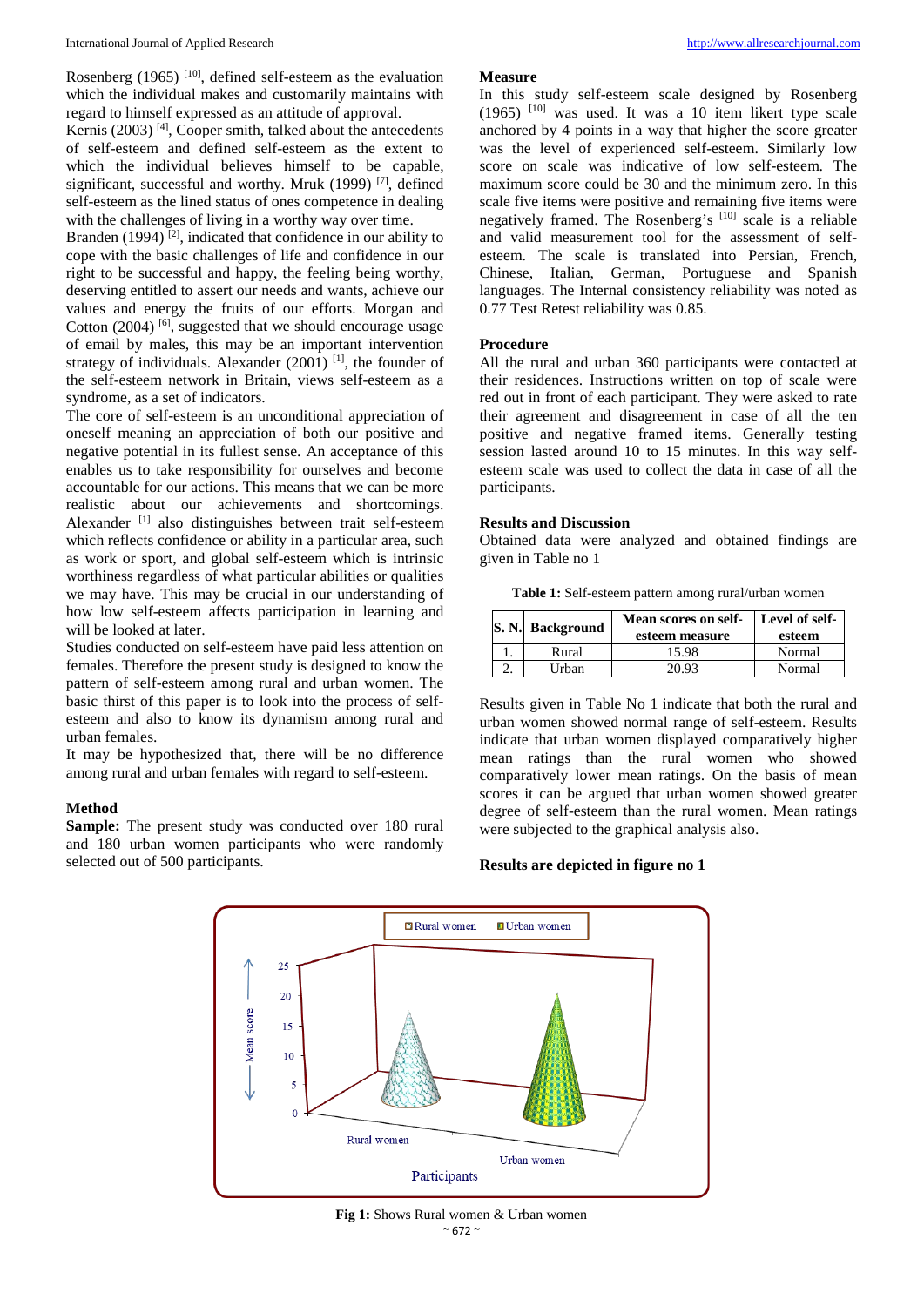Rosenberg (1965) [10], defined self-esteem as the evaluation which the individual makes and customarily maintains with regard to himself expressed as an attitude of approval.

Kernis (2003) [4], Cooper smith, talked about the antecedents of self-esteem and defined self-esteem as the extent to which the individual believes himself to be capable, significant, successful and worthy. Mruk (1999) [7], defined self-esteem as the lined status of ones competence in dealing with the challenges of living in a worthy way over time.

Branden (1994) [2], indicated that confidence in our ability to cope with the basic challenges of life and confidence in our right to be successful and happy, the feeling being worthy, deserving entitled to assert our needs and wants, achieve our values and energy the fruits of our efforts. Morgan and Cotton (2004) [6], suggested that we should encourage usage of email by males, this may be an important intervention strategy of individuals. Alexander (2001) [1], the founder of the self-esteem network in Britain, views self-esteem as a syndrome, as a set of indicators.

The core of self-esteem is an unconditional appreciation of oneself meaning an appreciation of both our positive and negative potential in its fullest sense. An acceptance of this enables us to take responsibility for ourselves and become accountable for our actions. This means that we can be more realistic about our achievements and shortcomings. Alexander [1] also distinguishes between trait self-esteem which reflects confidence or ability in a particular area, such as work or sport, and global self-esteem which is intrinsic worthiness regardless of what particular abilities or qualities we may have. This may be crucial in our understanding of how low self-esteem affects participation in learning and will be looked at later.

Studies conducted on self-esteem have paid less attention on females. Therefore the present study is designed to know the pattern of self-esteem among rural and urban women. The basic thirst of this paper is to look into the process of self-esteem and also to know its dynamism among rural and urban females.

It may be hypothesized that, there will be no difference among rural and urban females with regard to self-esteem.

## Method

**Sample:** The present study was conducted over 180 rural and 180 urban women participants who were randomly selected out of 500 participants.

### Measure

In this study self-esteem scale designed by Rosenberg (1965) [10] was used. It was a 10 item likert type scale anchored by 4 points in a way that higher the score greater was the level of experienced self-esteem. Similarly low score on scale was indicative of low self-esteem. The maximum score could be 30 and the minimum zero. In this scale five items were positive and remaining five items were negatively framed. The Rosenberg's [10] scale is a reliable and valid measurement tool for the assessment of self-esteem. The scale is translated into Persian, French, Chinese, Italian, German, Portuguese and Spanish languages. The Internal consistency reliability was noted as 0.77 Test Retest reliability was 0.85.

### Procedure

All the rural and urban 360 participants were contacted at their residences. Instructions written on top of scale were red out in front of each participant. They were asked to rate their agreement and disagreement in case of all the ten positive and negative framed items. Generally testing session lasted around 10 to 15 minutes. In this way self-esteem scale was used to collect the data in case of all the participants.

## Results and Discussion

Obtained data were analyzed and obtained findings are given in Table no 1

**Table 1:** Self-esteem pattern among rural/urban women

| S. N. | Background | Mean scores on self-esteem measure | Level of self-esteem |
|---|---|---|---|
| 1. | Rural | 15.98 | Normal |
| 2. | Urban | 20.93 | Normal |

Results given in Table No 1 indicate that both the rural and urban women showed normal range of self-esteem. Results indicate that urban women displayed comparatively higher mean ratings than the rural women who showed comparatively lower mean ratings. On the basis of mean scores it can be argued that urban women showed greater degree of self-esteem than the rural women. Mean ratings were subjected to the graphical analysis also.

**Results are depicted in figure no 1**

**Fig 1:** Shows Rural women & Urban women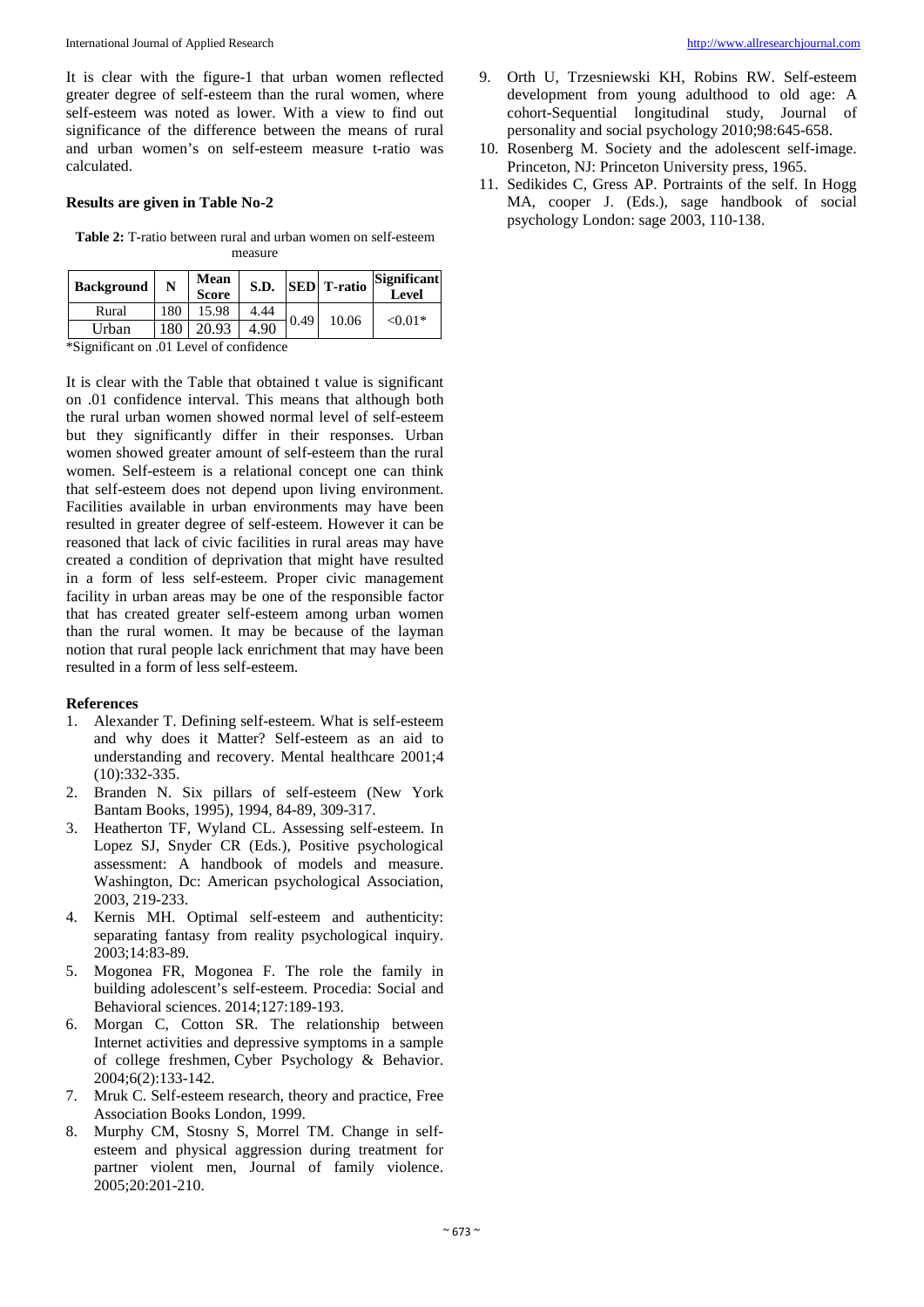It is clear with the figure-1 that urban women reflected greater degree of self-esteem than the rural women, where self-esteem was noted as lower. With a view to find out significance of the difference between the means of rural and urban women's on self-esteem measure t-ratio was calculated.

**Results are given in Table No-2**

**Table 2:** T-ratio between rural and urban women on self-esteem measure

| Background | N | Mean Score | S.D. | SED | T-ratio | Significant Level |
|---|---|---|---|---|---|---|
| Rural | 180 | 15.98 | 4.44 | 0.49 | 10.06 | <0.01* |
| Urban | 180 | 20.93 | 4.90 | | | |

*Significant on .01 Level of confidence

It is clear with the Table that obtained t value is significant on .01 confidence interval. This means that although both the rural urban women showed normal level of self-esteem but they significantly differ in their responses. Urban women showed greater amount of self-esteem than the rural women. Self-esteem is a relational concept one can think that self-esteem does not depend upon living environment. Facilities available in urban environments may have been resulted in greater degree of self-esteem. However it can be reasoned that lack of civic facilities in rural areas may have created a condition of deprivation that might have resulted in a form of less self-esteem. Proper civic management facility in urban areas may be one of the responsible factor that has created greater self-esteem among urban women than the rural women. It may be because of the layman notion that rural people lack enrichment that may have been resulted in a form of less self-esteem.

## References

1. Alexander T. Defining self-esteem. What is self-esteem and why does it Matter? Self-esteem as an aid to understanding and recovery. Mental healthcare 2001;4 (10):332-335.
2. Branden N. Six pillars of self-esteem (New York Bantam Books, 1995), 1994, 84-89, 309-317.
3. Heatherton TF, Wyland CL. Assessing self-esteem. In Lopez SJ, Snyder CR (Eds.), Positive psychological assessment: A handbook of models and measure. Washington, Dc: American psychological Association, 2003, 219-233.
4. Kernis MH. Optimal self-esteem and authenticity: separating fantasy from reality psychological inquiry. 2003;14:83-89.
5. Mogonea FR, Mogonea F. The role the family in building adolescent's self-esteem. Procedia: Social and Behavioral sciences. 2014;127:189-193.
6. Morgan C, Cotton SR. The relationship between Internet activities and depressive symptoms in a sample of college freshmen, Cyber Psychology & Behavior. 2004;6(2):133-142.
7. Mruk C. Self-esteem research, theory and practice, Free Association Books London, 1999.
8. Murphy CM, Stosny S, Morrel TM. Change in self-esteem and physical aggression during treatment for partner violent men, Journal of family violence. 2005;20:201-210.
9. Orth U, Trzesniewski KH, Robins RW. Self-esteem development from young adulthood to old age: A cohort-Sequential longitudinal study, Journal of personality and social psychology 2010;98:645-658.
10. Rosenberg M. Society and the adolescent self-image. Princeton, NJ: Princeton University press, 1965.
11. Sedikides C, Gress AP. Portraints of the self. In Hogg MA, cooper J. (Eds.), sage handbook of social psychology London: sage 2003, 110-138.